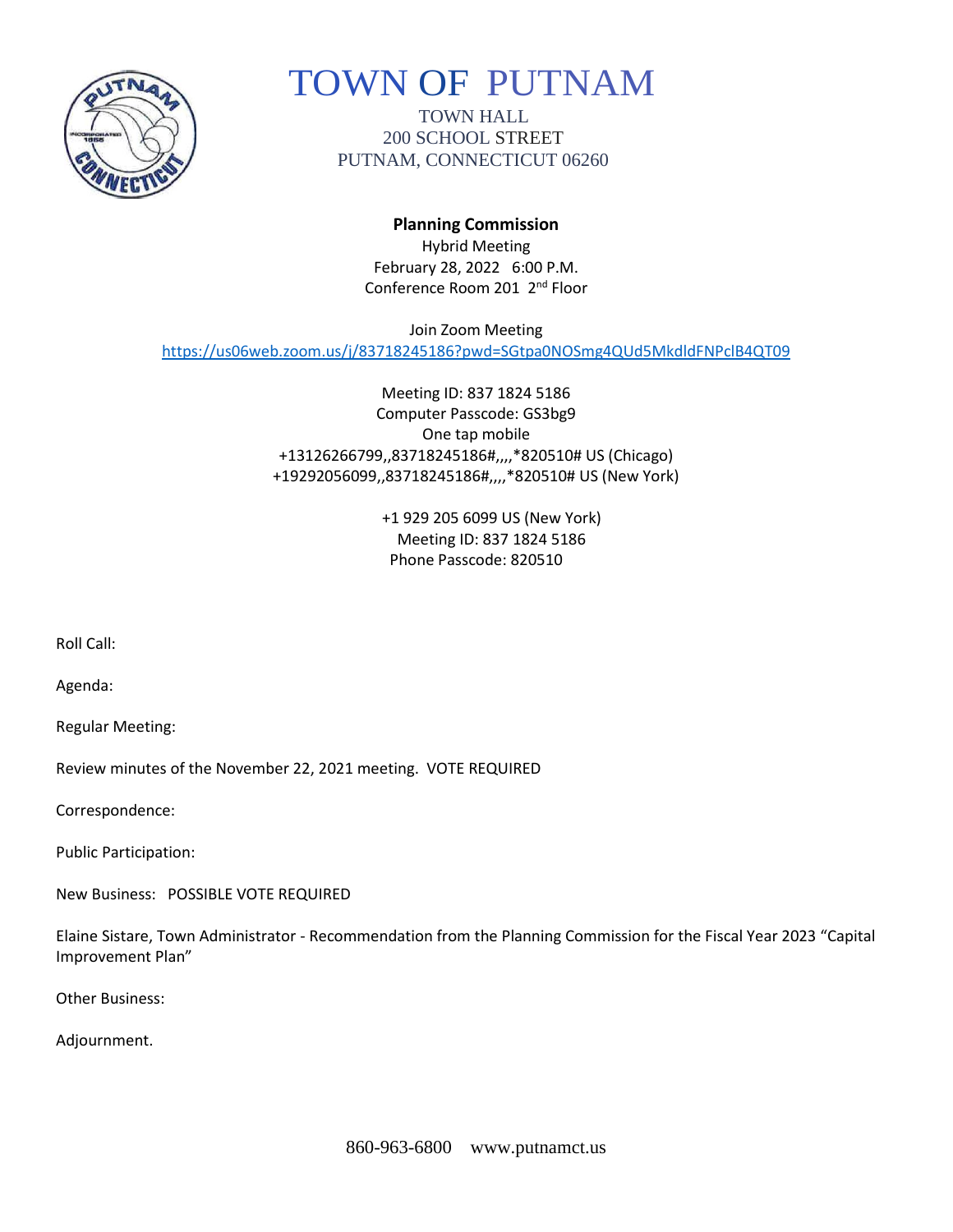# TOWN OF PUTNAM

TOWN HALL
200 SCHOOL STREET
PUTNAM, CONNECTICUT 06260

**Planning Commission**
Hybrid Meeting
February 28, 2022 6:00 P.M.
Conference Room 201 2nd Floor

Join Zoom Meeting
https://us06web.zoom.us/j/83718245186?pwd=SGtpa0NOSmg4QUd5MkdldFNPclB4QT09

Meeting ID: 837 1824 5186
Computer Passcode: GS3bg9
One tap mobile
+13126266799,,83718245186#,,,,*820510# US (Chicago)
+19292056099,,83718245186#,,,,*820510# US (New York)

+1 929 205 6099 US (New York)
Meeting ID: 837 1824 5186
Phone Passcode: 820510

Roll Call:

Agenda:

Regular Meeting:

Review minutes of the November 22, 2021 meeting. VOTE REQUIRED

Correspondence:

Public Participation:

New Business: POSSIBLE VOTE REQUIRED

Elaine Sistare, Town Administrator - Recommendation from the Planning Commission for the Fiscal Year 2023 "Capital Improvement Plan"

Other Business:

Adjournment.

860-963-6800 www.putnamct.us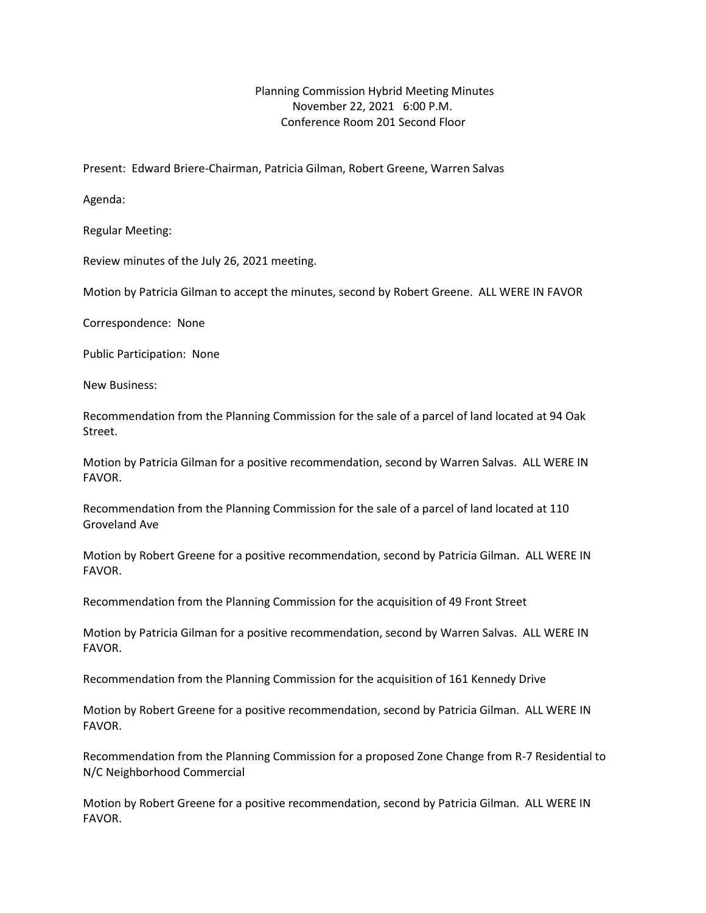# Planning Commission Hybrid Meeting Minutes
November 22, 2021 6:00 P.M.
Conference Room 201 Second Floor

Present: Edward Briere-Chairman, Patricia Gilman, Robert Greene, Warren Salvas

Agenda:

Regular Meeting:

Review minutes of the July 26, 2021 meeting.

Motion by Patricia Gilman to accept the minutes, second by Robert Greene. ALL WERE IN FAVOR

Correspondence: None

Public Participation: None

New Business:

Recommendation from the Planning Commission for the sale of a parcel of land located at 94 Oak Street.

Motion by Patricia Gilman for a positive recommendation, second by Warren Salvas. ALL WERE IN FAVOR.

Recommendation from the Planning Commission for the sale of a parcel of land located at 110 Groveland Ave

Motion by Robert Greene for a positive recommendation, second by Patricia Gilman. ALL WERE IN FAVOR.

Recommendation from the Planning Commission for the acquisition of 49 Front Street

Motion by Patricia Gilman for a positive recommendation, second by Warren Salvas. ALL WERE IN FAVOR.

Recommendation from the Planning Commission for the acquisition of 161 Kennedy Drive

Motion by Robert Greene for a positive recommendation, second by Patricia Gilman. ALL WERE IN FAVOR.

Recommendation from the Planning Commission for a proposed Zone Change from R-7 Residential to N/C Neighborhood Commercial

Motion by Robert Greene for a positive recommendation, second by Patricia Gilman. ALL WERE IN FAVOR.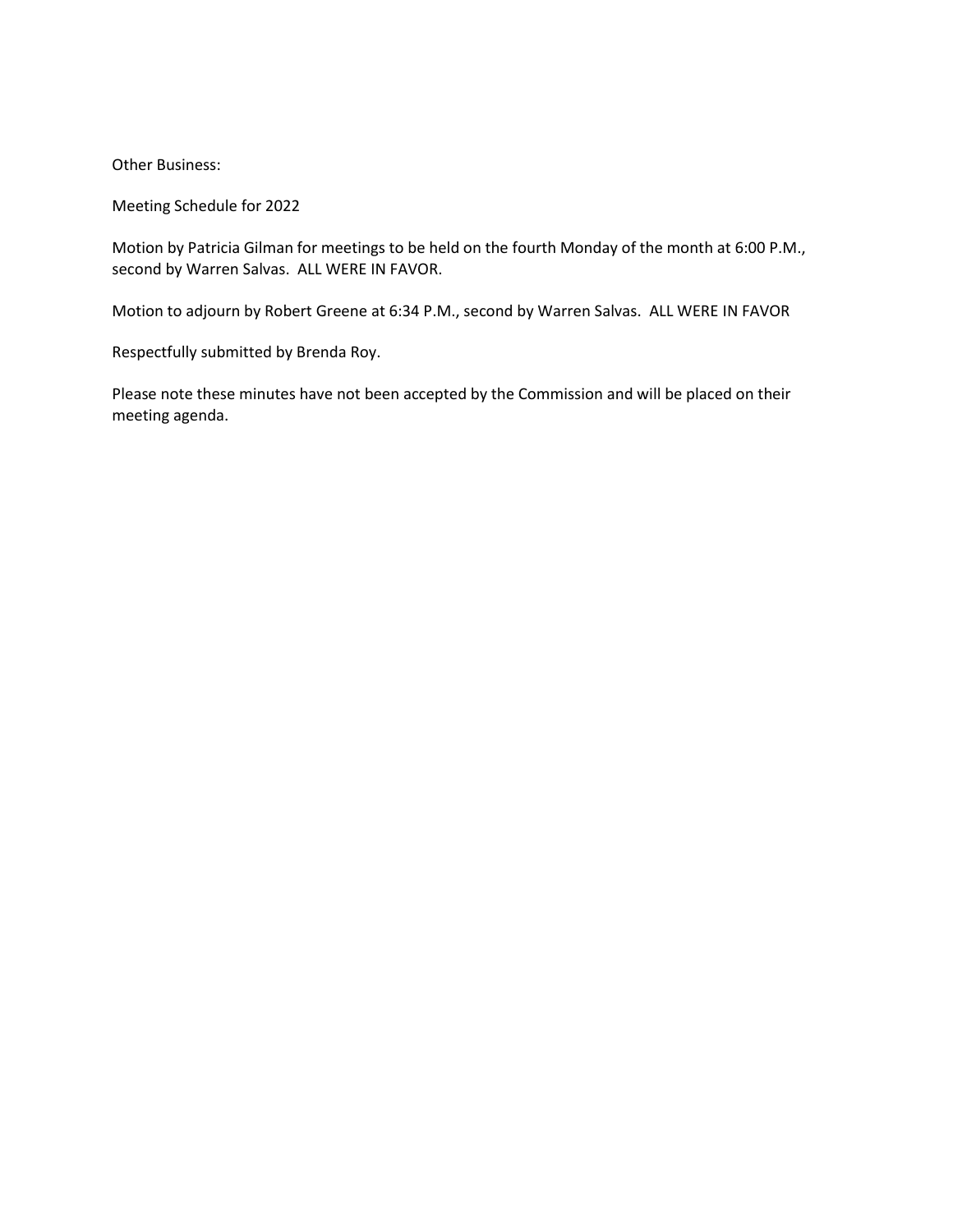Other Business:

Meeting Schedule for 2022

Motion by Patricia Gilman for meetings to be held on the fourth Monday of the month at 6:00 P.M., second by Warren Salvas. ALL WERE IN FAVOR.

Motion to adjourn by Robert Greene at 6:34 P.M., second by Warren Salvas. ALL WERE IN FAVOR

Respectfully submitted by Brenda Roy.

Please note these minutes have not been accepted by the Commission and will be placed on their meeting agenda.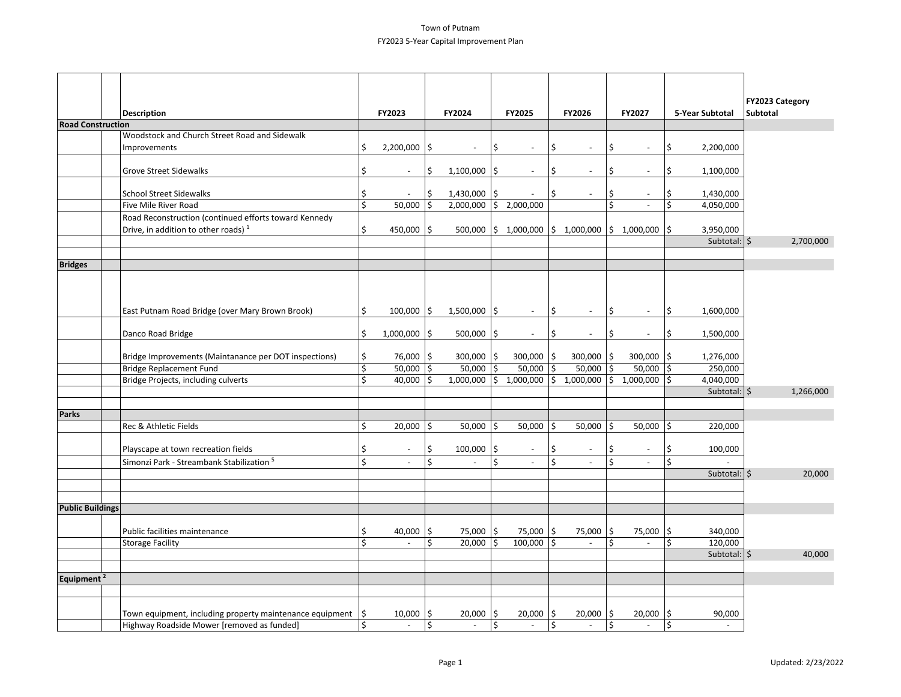Town of Putnam

FY2023 5-Year Capital Improvement Plan

| | | Description | FY2023 | FY2024 | FY2025 | FY2026 | FY2027 | 5-Year Subtotal | FY2023 Category Subtotal |
|---|---|---|---|---|---|---|---|---|---|
| **Road Construction** | | | | | | | | | |
| | | Woodstock and Church Street Road and Sidewalk Improvements | $ 2,200,000 | $ - | $ - | $ - | $ - | $ 2,200,000 | |
| | | Grove Street Sidewalks | $ - | $ 1,100,000 | $ - | $ - | $ - | $ 1,100,000 | |
| | | School Street Sidewalks | $ - | $ 1,430,000 | $ - | $ - | $ - | $ 1,430,000 | |
| | | Five Mile River Road | $ 50,000 | $ 2,000,000 | $ 2,000,000 | | $ - | $ 4,050,000 | |
| | | Road Reconstruction (continued efforts toward Kennedy Drive, in addition to other roads) [1] | $ 450,000 | $ 500,000 | $ 1,000,000 | $ 1,000,000 | $ 1,000,000 | $ 3,950,000 | |
| | | | | | | | | Subtotal: | $ 2,700,000 |
| **Bridges** | | | | | | | | | |
| | | East Putnam Road Bridge (over Mary Brown Brook) | $ 100,000 | $ 1,500,000 | $ - | $ - | $ - | $ 1,600,000 | |
| | | Danco Road Bridge | $ 1,000,000 | $ 500,000 | $ - | $ - | $ - | $ 1,500,000 | |
| | | Bridge Improvements (Maintanance per DOT inspections) | $ 76,000 | $ 300,000 | $ 300,000 | $ 300,000 | $ 300,000 | $ 1,276,000 | |
| | | Bridge Replacement Fund | $ 50,000 | $ 50,000 | $ 50,000 | $ 50,000 | $ 50,000 | $ 250,000 | |
| | | Bridge Projects, including culverts | $ 40,000 | $ 1,000,000 | $ 1,000,000 | $ 1,000,000 | $ 1,000,000 | $ 4,040,000 | |
| | | | | | | | | Subtotal: | $ 1,266,000 |
| **Parks** | | | | | | | | | |
| | | Rec & Athletic Fields | $ 20,000 | $ 50,000 | $ 50,000 | $ 50,000 | $ 50,000 | $ 220,000 | |
| | | Playscape at town recreation fields | $ - | $ 100,000 | $ - | $ - | $ - | $ 100,000 | |
| | | Simonzi Park - Streambank Stabilization [5] | $ - | $ - | $ - | $ - | $ - | $ - | |
| | | | | | | | | Subtotal: | $ 20,000 |
| **Public Buildings** | | | | | | | | | |
| | | Public facilities maintenance | $ 40,000 | $ 75,000 | $ 75,000 | $ 75,000 | $ 75,000 | $ 340,000 | |
| | | Storage Facility | $ - | $ 20,000 | $ 100,000 | $ - | $ - | $ 120,000 | |
| | | | | | | | | Subtotal: | $ 40,000 |
| **Equipment [2]** | | | | | | | | | |
| | | Town equipment, including property maintenance equipment | $ 10,000 | $ 20,000 | $ 20,000 | $ 20,000 | $ 20,000 | $ 90,000 | |
| | | Highway Roadside Mower [removed as funded] | $ - | $ - | $ - | $ - | $ - | $ - | |

Updated: 2/23/2022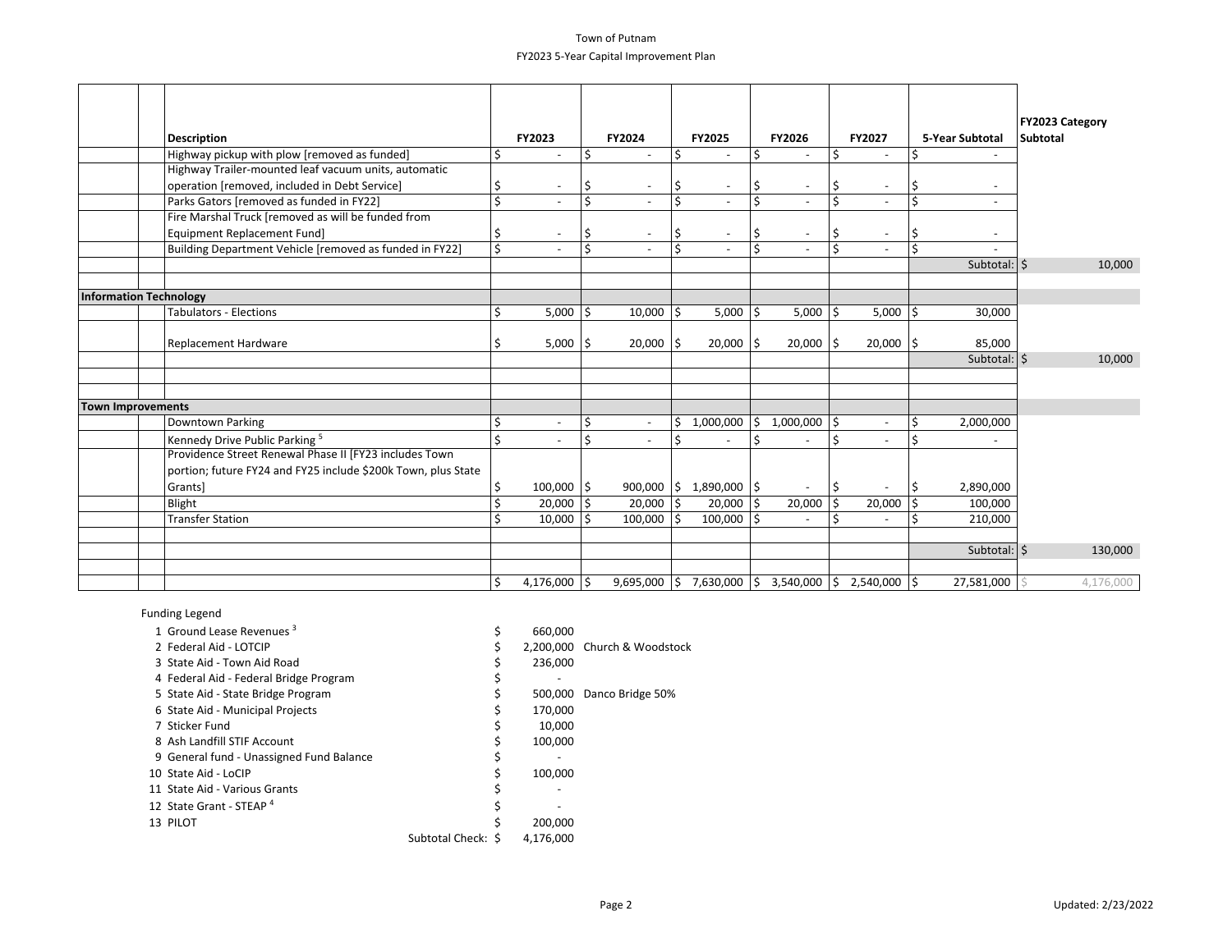| | | Description | FY2023 | FY2024 | FY2025 | FY2026 | FY2027 | 5-Year Subtotal | FY2023 Category Subtotal |
|---|---|---|---|---|---|---|---|---|---|
| | | Highway pickup with plow [removed as funded] | $ - | $ - | $ - | $ - | $ - | $ - | |
| | | Highway Trailer-mounted leaf vacuum units, automatic operation [removed, included in Debt Service] | $ - | $ - | $ - | $ - | $ - | $ - | |
| | | Parks Gators [removed as funded in FY22] | $ - | $ - | $ - | $ - | $ - | $ - | |
| | | Fire Marshal Truck [removed as will be funded from Equipment Replacement Fund] | $ - | $ - | $ - | $ - | $ - | $ - | |
| | | Building Department Vehicle [removed as funded in FY22] | $ - | $ - | $ - | $ - | $ - | $ - | |
| | | | | | | | | Subtotal: | $ 10,000 |
| **Information Technology** | | | | | | | | | |
| | | Tabulators - Elections | $ 5,000 | $ 10,000 | $ 5,000 | $ 5,000 | $ 5,000 | $ 30,000 | |
| | | Replacement Hardware | $ 5,000 | $ 20,000 | $ 20,000 | $ 20,000 | $ 20,000 | $ 85,000 | |
| | | | | | | | | Subtotal: | $ 10,000 |
| **Town Improvements** | | | | | | | | | |
| | | Downtown Parking | $ - | $ - | $ 1,000,000 | $ 1,000,000 | $ - | $ 2,000,000 | |
| | | Kennedy Drive Public Parking [5] | $ - | $ - | $ - | $ - | $ - | $ - | |
| | | Providence Street Renewal Phase II [FY23 includes Town portion; future FY24 and FY25 include $200k Town, plus State Grants] | $ 100,000 | $ 900,000 | $ 1,890,000 | $ - | $ - | $ 2,890,000 | |
| | | Blight | $ 20,000 | $ 20,000 | $ 20,000 | $ 20,000 | $ 20,000 | $ 100,000 | |
| | | Transfer Station | $ 10,000 | $ 100,000 | $ 100,000 | $ - | $ - | $ 210,000 | |
| | | | | | | | | Subtotal: | $ 130,000 |
| | | | $ 4,176,000 | $ 9,695,000 | $ 7,630,000 | $ 3,540,000 | $ 2,540,000 | $ 27,581,000 | $ 4,176,000 |

Funding Legend

| # | Source | Amount | Note |
|---|---|---|---|
| 1 | Ground Lease Revenues [3] | $ 660,000 | |
| 2 | Federal Aid - LOTCIP | $ 2,200,000 | Church & Woodstock |
| 3 | State Aid - Town Aid Road | $ 236,000 | |
| 4 | Federal Aid - Federal Bridge Program | $ - | |
| 5 | State Aid - State Bridge Program | $ 500,000 | Danco Bridge 50% |
| 6 | State Aid - Municipal Projects | $ 170,000 | |
| 7 | Sticker Fund | $ 10,000 | |
| 8 | Ash Landfill STIF Account | $ 100,000 | |
| 9 | General fund - Unassigned Fund Balance | $ - | |
| 10 | State Aid - LoCIP | $ 100,000 | |
| 11 | State Aid - Various Grants | $ - | |
| 12 | State Grant - STEAP [4] | $ - | |
| 13 | PILOT | $ 200,000 | |
| | Subtotal Check: | $ 4,176,000 | |

Updated: 2/23/2022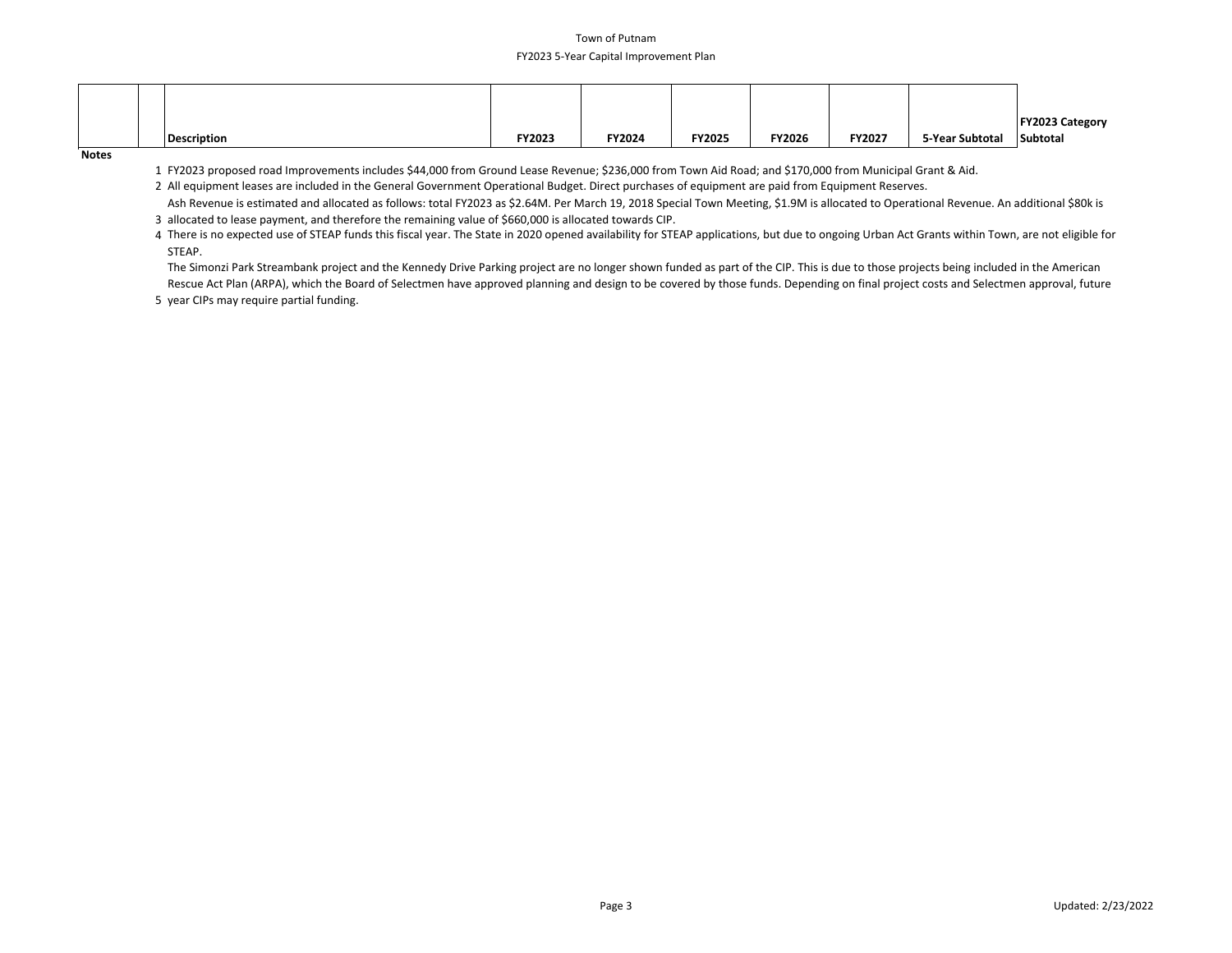|  |  | Description | FY2023 | FY2024 | FY2025 | FY2026 | FY2027 | 5-Year Subtotal | FY2023 Category Subtotal |
|---|---|---|---|---|---|---|---|---|---|

**Notes**

1. FY2023 proposed road Improvements includes $44,000 from Ground Lease Revenue; $236,000 from Town Aid Road; and $170,000 from Municipal Grant & Aid.
2. All equipment leases are included in the General Government Operational Budget. Direct purchases of equipment are paid from Equipment Reserves.
3. Ash Revenue is estimated and allocated as follows: total FY2023 as $2.64M. Per March 19, 2018 Special Town Meeting, $1.9M is allocated to Operational Revenue. An additional $80k is allocated to lease payment, and therefore the remaining value of $660,000 is allocated towards CIP.
4. There is no expected use of STEAP funds this fiscal year. The State in 2020 opened availability for STEAP applications, but due to ongoing Urban Act Grants within Town, are not eligible for STEAP.
5. The Simonzi Park Streambank project and the Kennedy Drive Parking project are no longer shown funded as part of the CIP. This is due to those projects being included in the American Rescue Act Plan (ARPA), which the Board of Selectmen have approved planning and design to be covered by those funds. Depending on final project costs and Selectmen approval, future year CIPs may require partial funding.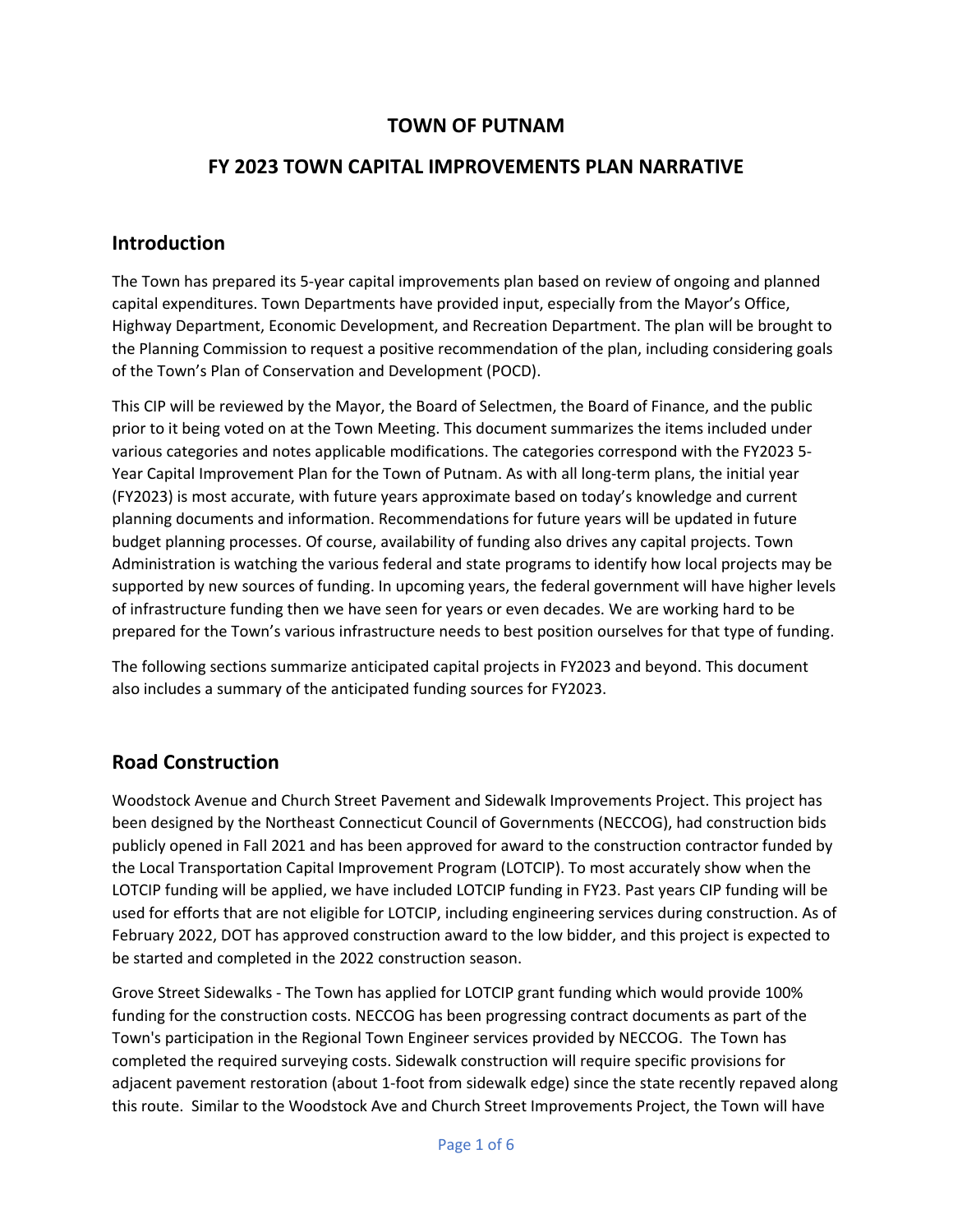# TOWN OF PUTNAM

## FY 2023 TOWN CAPITAL IMPROVEMENTS PLAN NARRATIVE

## Introduction

The Town has prepared its 5-year capital improvements plan based on review of ongoing and planned capital expenditures. Town Departments have provided input, especially from the Mayor's Office, Highway Department, Economic Development, and Recreation Department. The plan will be brought to the Planning Commission to request a positive recommendation of the plan, including considering goals of the Town's Plan of Conservation and Development (POCD).

This CIP will be reviewed by the Mayor, the Board of Selectmen, the Board of Finance, and the public prior to it being voted on at the Town Meeting. This document summarizes the items included under various categories and notes applicable modifications. The categories correspond with the FY2023 5-Year Capital Improvement Plan for the Town of Putnam. As with all long-term plans, the initial year (FY2023) is most accurate, with future years approximate based on today's knowledge and current planning documents and information. Recommendations for future years will be updated in future budget planning processes. Of course, availability of funding also drives any capital projects. Town Administration is watching the various federal and state programs to identify how local projects may be supported by new sources of funding. In upcoming years, the federal government will have higher levels of infrastructure funding then we have seen for years or even decades. We are working hard to be prepared for the Town's various infrastructure needs to best position ourselves for that type of funding.

The following sections summarize anticipated capital projects in FY2023 and beyond. This document also includes a summary of the anticipated funding sources for FY2023.

## Road Construction

Woodstock Avenue and Church Street Pavement and Sidewalk Improvements Project. This project has been designed by the Northeast Connecticut Council of Governments (NECCOG), had construction bids publicly opened in Fall 2021 and has been approved for award to the construction contractor funded by the Local Transportation Capital Improvement Program (LOTCIP). To most accurately show when the LOTCIP funding will be applied, we have included LOTCIP funding in FY23. Past years CIP funding will be used for efforts that are not eligible for LOTCIP, including engineering services during construction. As of February 2022, DOT has approved construction award to the low bidder, and this project is expected to be started and completed in the 2022 construction season.

Grove Street Sidewalks - The Town has applied for LOTCIP grant funding which would provide 100% funding for the construction costs. NECCOG has been progressing contract documents as part of the Town's participation in the Regional Town Engineer services provided by NECCOG. The Town has completed the required surveying costs. Sidewalk construction will require specific provisions for adjacent pavement restoration (about 1-foot from sidewalk edge) since the state recently repaved along this route. Similar to the Woodstock Ave and Church Street Improvements Project, the Town will have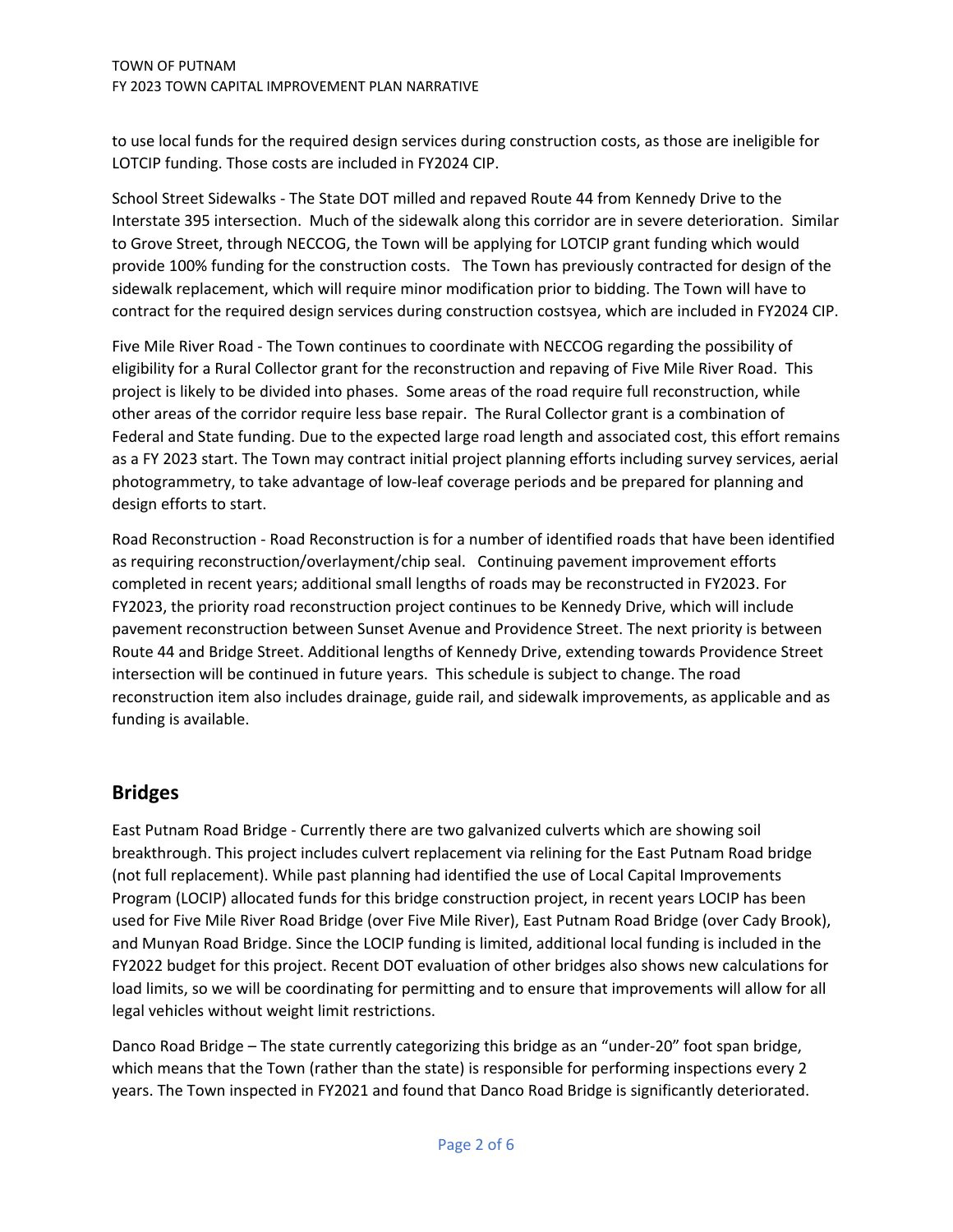to use local funds for the required design services during construction costs, as those are ineligible for LOTCIP funding. Those costs are included in FY2024 CIP.

School Street Sidewalks - The State DOT milled and repaved Route 44 from Kennedy Drive to the Interstate 395 intersection. Much of the sidewalk along this corridor are in severe deterioration. Similar to Grove Street, through NECCOG, the Town will be applying for LOTCIP grant funding which would provide 100% funding for the construction costs. The Town has previously contracted for design of the sidewalk replacement, which will require minor modification prior to bidding. The Town will have to contract for the required design services during construction costsyea, which are included in FY2024 CIP.

Five Mile River Road - The Town continues to coordinate with NECCOG regarding the possibility of eligibility for a Rural Collector grant for the reconstruction and repaving of Five Mile River Road. This project is likely to be divided into phases. Some areas of the road require full reconstruction, while other areas of the corridor require less base repair. The Rural Collector grant is a combination of Federal and State funding. Due to the expected large road length and associated cost, this effort remains as a FY 2023 start. The Town may contract initial project planning efforts including survey services, aerial photogrammetry, to take advantage of low-leaf coverage periods and be prepared for planning and design efforts to start.

Road Reconstruction - Road Reconstruction is for a number of identified roads that have been identified as requiring reconstruction/overlayment/chip seal. Continuing pavement improvement efforts completed in recent years; additional small lengths of roads may be reconstructed in FY2023. For FY2023, the priority road reconstruction project continues to be Kennedy Drive, which will include pavement reconstruction between Sunset Avenue and Providence Street. The next priority is between Route 44 and Bridge Street. Additional lengths of Kennedy Drive, extending towards Providence Street intersection will be continued in future years. This schedule is subject to change. The road reconstruction item also includes drainage, guide rail, and sidewalk improvements, as applicable and as funding is available.

## Bridges

East Putnam Road Bridge - Currently there are two galvanized culverts which are showing soil breakthrough. This project includes culvert replacement via relining for the East Putnam Road bridge (not full replacement). While past planning had identified the use of Local Capital Improvements Program (LOCIP) allocated funds for this bridge construction project, in recent years LOCIP has been used for Five Mile River Road Bridge (over Five Mile River), East Putnam Road Bridge (over Cady Brook), and Munyan Road Bridge. Since the LOCIP funding is limited, additional local funding is included in the FY2022 budget for this project. Recent DOT evaluation of other bridges also shows new calculations for load limits, so we will be coordinating for permitting and to ensure that improvements will allow for all legal vehicles without weight limit restrictions.

Danco Road Bridge – The state currently categorizing this bridge as an "under-20" foot span bridge, which means that the Town (rather than the state) is responsible for performing inspections every 2 years. The Town inspected in FY2021 and found that Danco Road Bridge is significantly deteriorated.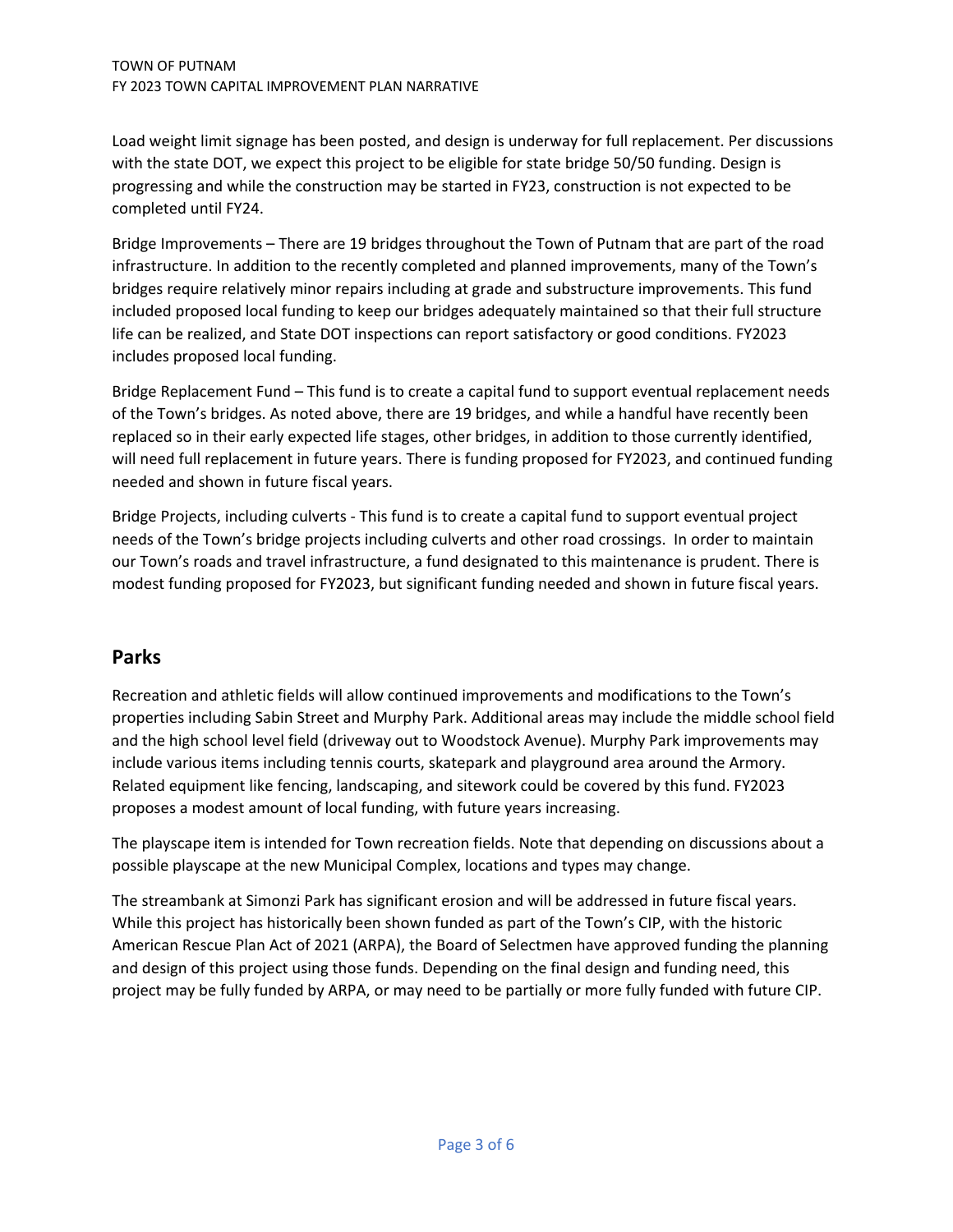Load weight limit signage has been posted, and design is underway for full replacement. Per discussions with the state DOT, we expect this project to be eligible for state bridge 50/50 funding. Design is progressing and while the construction may be started in FY23, construction is not expected to be completed until FY24.

Bridge Improvements – There are 19 bridges throughout the Town of Putnam that are part of the road infrastructure. In addition to the recently completed and planned improvements, many of the Town's bridges require relatively minor repairs including at grade and substructure improvements. This fund included proposed local funding to keep our bridges adequately maintained so that their full structure life can be realized, and State DOT inspections can report satisfactory or good conditions. FY2023 includes proposed local funding.

Bridge Replacement Fund – This fund is to create a capital fund to support eventual replacement needs of the Town's bridges. As noted above, there are 19 bridges, and while a handful have recently been replaced so in their early expected life stages, other bridges, in addition to those currently identified, will need full replacement in future years. There is funding proposed for FY2023, and continued funding needed and shown in future fiscal years.

Bridge Projects, including culverts - This fund is to create a capital fund to support eventual project needs of the Town's bridge projects including culverts and other road crossings. In order to maintain our Town's roads and travel infrastructure, a fund designated to this maintenance is prudent. There is modest funding proposed for FY2023, but significant funding needed and shown in future fiscal years.

## Parks

Recreation and athletic fields will allow continued improvements and modifications to the Town's properties including Sabin Street and Murphy Park. Additional areas may include the middle school field and the high school level field (driveway out to Woodstock Avenue). Murphy Park improvements may include various items including tennis courts, skatepark and playground area around the Armory. Related equipment like fencing, landscaping, and sitework could be covered by this fund. FY2023 proposes a modest amount of local funding, with future years increasing.

The playscape item is intended for Town recreation fields. Note that depending on discussions about a possible playscape at the new Municipal Complex, locations and types may change.

The streambank at Simonzi Park has significant erosion and will be addressed in future fiscal years. While this project has historically been shown funded as part of the Town's CIP, with the historic American Rescue Plan Act of 2021 (ARPA), the Board of Selectmen have approved funding the planning and design of this project using those funds. Depending on the final design and funding need, this project may be fully funded by ARPA, or may need to be partially or more fully funded with future CIP.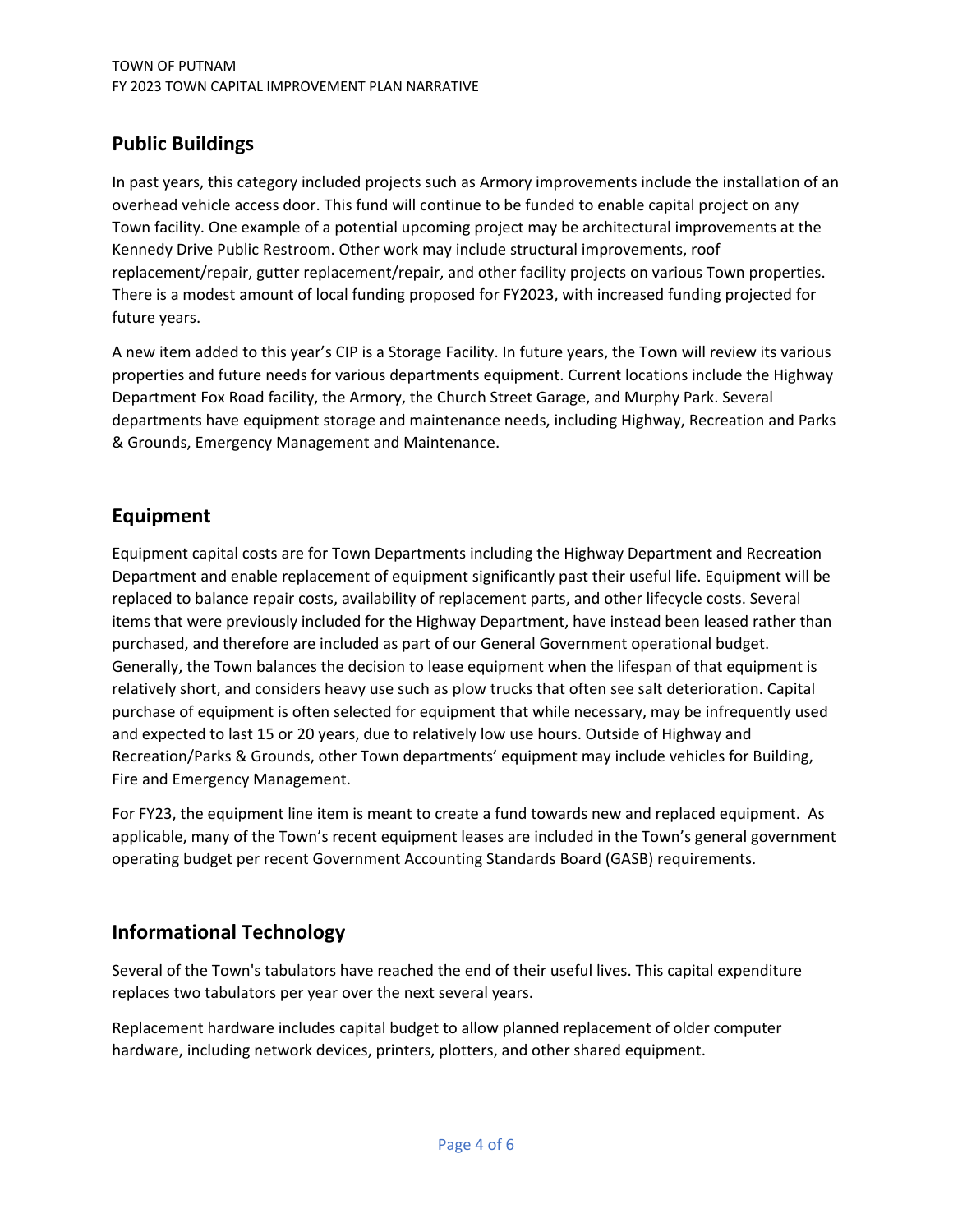## Public Buildings

In past years, this category included projects such as Armory improvements include the installation of an overhead vehicle access door. This fund will continue to be funded to enable capital project on any Town facility. One example of a potential upcoming project may be architectural improvements at the Kennedy Drive Public Restroom. Other work may include structural improvements, roof replacement/repair, gutter replacement/repair, and other facility projects on various Town properties. There is a modest amount of local funding proposed for FY2023, with increased funding projected for future years.

A new item added to this year's CIP is a Storage Facility. In future years, the Town will review its various properties and future needs for various departments equipment. Current locations include the Highway Department Fox Road facility, the Armory, the Church Street Garage, and Murphy Park. Several departments have equipment storage and maintenance needs, including Highway, Recreation and Parks & Grounds, Emergency Management and Maintenance.

## Equipment

Equipment capital costs are for Town Departments including the Highway Department and Recreation Department and enable replacement of equipment significantly past their useful life. Equipment will be replaced to balance repair costs, availability of replacement parts, and other lifecycle costs. Several items that were previously included for the Highway Department, have instead been leased rather than purchased, and therefore are included as part of our General Government operational budget. Generally, the Town balances the decision to lease equipment when the lifespan of that equipment is relatively short, and considers heavy use such as plow trucks that often see salt deterioration. Capital purchase of equipment is often selected for equipment that while necessary, may be infrequently used and expected to last 15 or 20 years, due to relatively low use hours. Outside of Highway and Recreation/Parks & Grounds, other Town departments' equipment may include vehicles for Building, Fire and Emergency Management.

For FY23, the equipment line item is meant to create a fund towards new and replaced equipment. As applicable, many of the Town's recent equipment leases are included in the Town's general government operating budget per recent Government Accounting Standards Board (GASB) requirements.

## Informational Technology

Several of the Town's tabulators have reached the end of their useful lives. This capital expenditure replaces two tabulators per year over the next several years.

Replacement hardware includes capital budget to allow planned replacement of older computer hardware, including network devices, printers, plotters, and other shared equipment.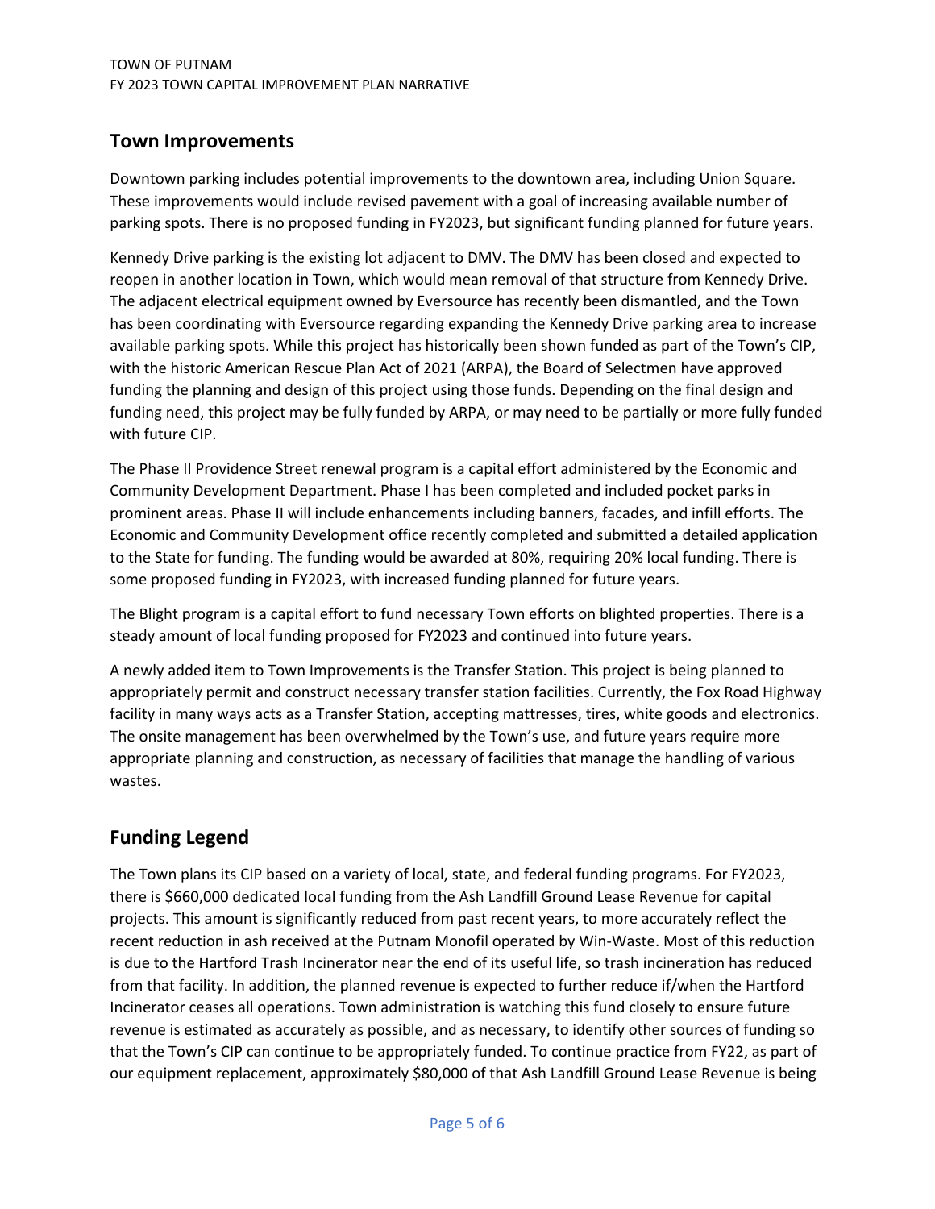## Town Improvements

Downtown parking includes potential improvements to the downtown area, including Union Square. These improvements would include revised pavement with a goal of increasing available number of parking spots. There is no proposed funding in FY2023, but significant funding planned for future years.

Kennedy Drive parking is the existing lot adjacent to DMV. The DMV has been closed and expected to reopen in another location in Town, which would mean removal of that structure from Kennedy Drive. The adjacent electrical equipment owned by Eversource has recently been dismantled, and the Town has been coordinating with Eversource regarding expanding the Kennedy Drive parking area to increase available parking spots. While this project has historically been shown funded as part of the Town's CIP, with the historic American Rescue Plan Act of 2021 (ARPA), the Board of Selectmen have approved funding the planning and design of this project using those funds. Depending on the final design and funding need, this project may be fully funded by ARPA, or may need to be partially or more fully funded with future CIP.

The Phase II Providence Street renewal program is a capital effort administered by the Economic and Community Development Department. Phase I has been completed and included pocket parks in prominent areas. Phase II will include enhancements including banners, facades, and infill efforts. The Economic and Community Development office recently completed and submitted a detailed application to the State for funding. The funding would be awarded at 80%, requiring 20% local funding. There is some proposed funding in FY2023, with increased funding planned for future years.

The Blight program is a capital effort to fund necessary Town efforts on blighted properties. There is a steady amount of local funding proposed for FY2023 and continued into future years.

A newly added item to Town Improvements is the Transfer Station. This project is being planned to appropriately permit and construct necessary transfer station facilities. Currently, the Fox Road Highway facility in many ways acts as a Transfer Station, accepting mattresses, tires, white goods and electronics. The onsite management has been overwhelmed by the Town's use, and future years require more appropriate planning and construction, as necessary of facilities that manage the handling of various wastes.

## Funding Legend

The Town plans its CIP based on a variety of local, state, and federal funding programs. For FY2023, there is $660,000 dedicated local funding from the Ash Landfill Ground Lease Revenue for capital projects. This amount is significantly reduced from past recent years, to more accurately reflect the recent reduction in ash received at the Putnam Monofil operated by Win-Waste. Most of this reduction is due to the Hartford Trash Incinerator near the end of its useful life, so trash incineration has reduced from that facility. In addition, the planned revenue is expected to further reduce if/when the Hartford Incinerator ceases all operations. Town administration is watching this fund closely to ensure future revenue is estimated as accurately as possible, and as necessary, to identify other sources of funding so that the Town's CIP can continue to be appropriately funded. To continue practice from FY22, as part of our equipment replacement, approximately $80,000 of that Ash Landfill Ground Lease Revenue is being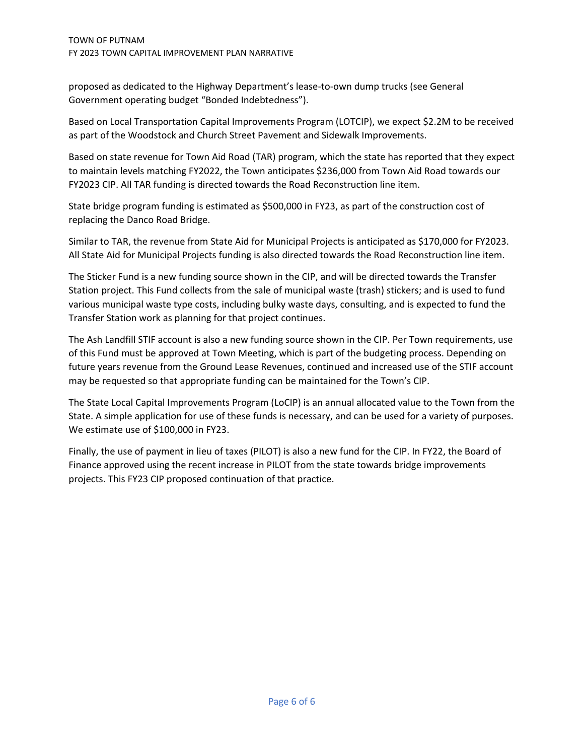proposed as dedicated to the Highway Department's lease-to-own dump trucks (see General Government operating budget "Bonded Indebtedness").

Based on Local Transportation Capital Improvements Program (LOTCIP), we expect $2.2M to be received as part of the Woodstock and Church Street Pavement and Sidewalk Improvements.

Based on state revenue for Town Aid Road (TAR) program, which the state has reported that they expect to maintain levels matching FY2022, the Town anticipates $236,000 from Town Aid Road towards our FY2023 CIP. All TAR funding is directed towards the Road Reconstruction line item.

State bridge program funding is estimated as $500,000 in FY23, as part of the construction cost of replacing the Danco Road Bridge.

Similar to TAR, the revenue from State Aid for Municipal Projects is anticipated as $170,000 for FY2023. All State Aid for Municipal Projects funding is also directed towards the Road Reconstruction line item.

The Sticker Fund is a new funding source shown in the CIP, and will be directed towards the Transfer Station project. This Fund collects from the sale of municipal waste (trash) stickers; and is used to fund various municipal waste type costs, including bulky waste days, consulting, and is expected to fund the Transfer Station work as planning for that project continues.

The Ash Landfill STIF account is also a new funding source shown in the CIP. Per Town requirements, use of this Fund must be approved at Town Meeting, which is part of the budgeting process. Depending on future years revenue from the Ground Lease Revenues, continued and increased use of the STIF account may be requested so that appropriate funding can be maintained for the Town's CIP.

The State Local Capital Improvements Program (LoCIP) is an annual allocated value to the Town from the State. A simple application for use of these funds is necessary, and can be used for a variety of purposes. We estimate use of $100,000 in FY23.

Finally, the use of payment in lieu of taxes (PILOT) is also a new fund for the CIP. In FY22, the Board of Finance approved using the recent increase in PILOT from the state towards bridge improvements projects. This FY23 CIP proposed continuation of that practice.